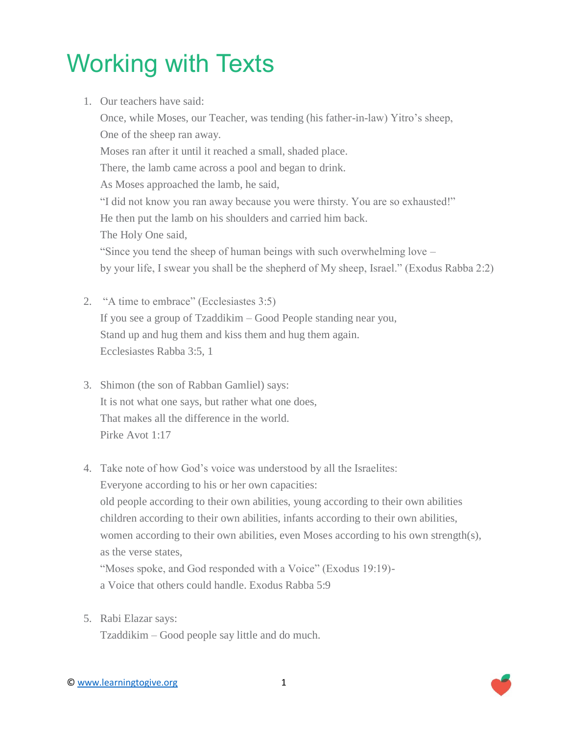# Working with Texts

1. Our teachers have said:
   Once, while Moses, our Teacher, was tending (his father-in-law) Yitro's sheep,
   One of the sheep ran away.
   Moses ran after it until it reached a small, shaded place.
   There, the lamb came across a pool and began to drink.
   As Moses approached the lamb, he said,
   "I did not know you ran away because you were thirsty. You are so exhausted!"
   He then put the lamb on his shoulders and carried him back.
   The Holy One said,
   "Since you tend the sheep of human beings with such overwhelming love –
   by your life, I swear you shall be the shepherd of My sheep, Israel." (Exodus Rabba 2:2)

2. "A time to embrace" (Ecclesiastes 3:5)
   If you see a group of Tzaddikim – Good People standing near you,
   Stand up and hug them and kiss them and hug them again.
   Ecclesiastes Rabba 3:5, 1

3. Shimon (the son of Rabban Gamliel) says:
   It is not what one says, but rather what one does,
   That makes all the difference in the world.
   Pirke Avot 1:17

4. Take note of how God's voice was understood by all the Israelites:
   Everyone according to his or her own capacities:
   old people according to their own abilities, young according to their own abilities
   children according to their own abilities, infants according to their own abilities,
   women according to their own abilities, even Moses according to his own strength(s),
   as the verse states,
   "Moses spoke, and God responded with a Voice" (Exodus 19:19)-
   a Voice that others could handle. Exodus Rabba 5:9

5. Rabi Elazar says:
   Tzaddikim – Good people say little and do much.

© www.learningtogive.org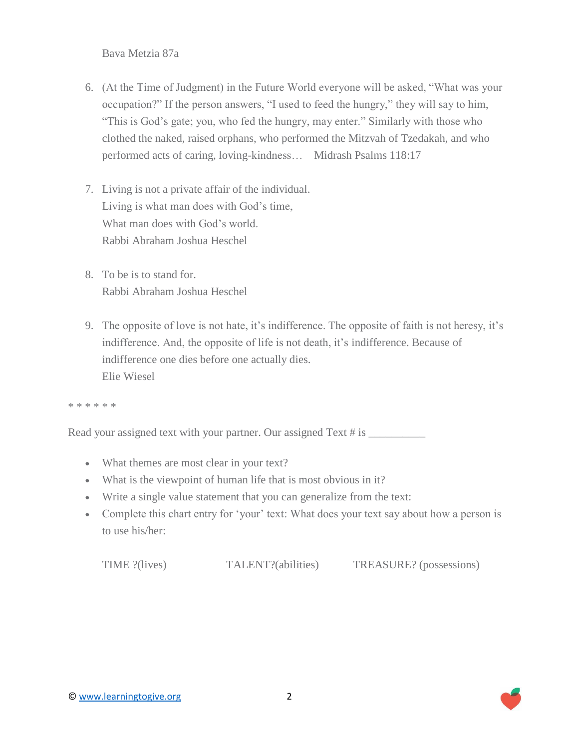Bava Metzia 87a

6. (At the Time of Judgment) in the Future World everyone will be asked, "What was your occupation?" If the person answers, "I used to feed the hungry," they will say to him, "This is God's gate; you, who fed the hungry, may enter." Similarly with those who clothed the naked, raised orphans, who performed the Mitzvah of Tzedakah, and who performed acts of caring, loving-kindness… Midrash Psalms 118:17

7. Living is not a private affair of the individual.
   Living is what man does with God's time,
   What man does with God's world.
   Rabbi Abraham Joshua Heschel

8. To be is to stand for.
   Rabbi Abraham Joshua Heschel

9. The opposite of love is not hate, it's indifference. The opposite of faith is not heresy, it's indifference. And, the opposite of life is not death, it's indifference. Because of indifference one dies before one actually dies.
   Elie Wiesel

* * * * * *

Read your assigned text with your partner. Our assigned Text # is __________

- What themes are most clear in your text?
- What is the viewpoint of human life that is most obvious in it?
- Write a single value statement that you can generalize from the text:
- Complete this chart entry for 'your' text: What does your text say about how a person is to use his/her:

| TIME ?(lives) | TALENT?(abilities) | TREASURE? (possessions) |
|---|---|---|
| | | |

© www.learningtogive.org